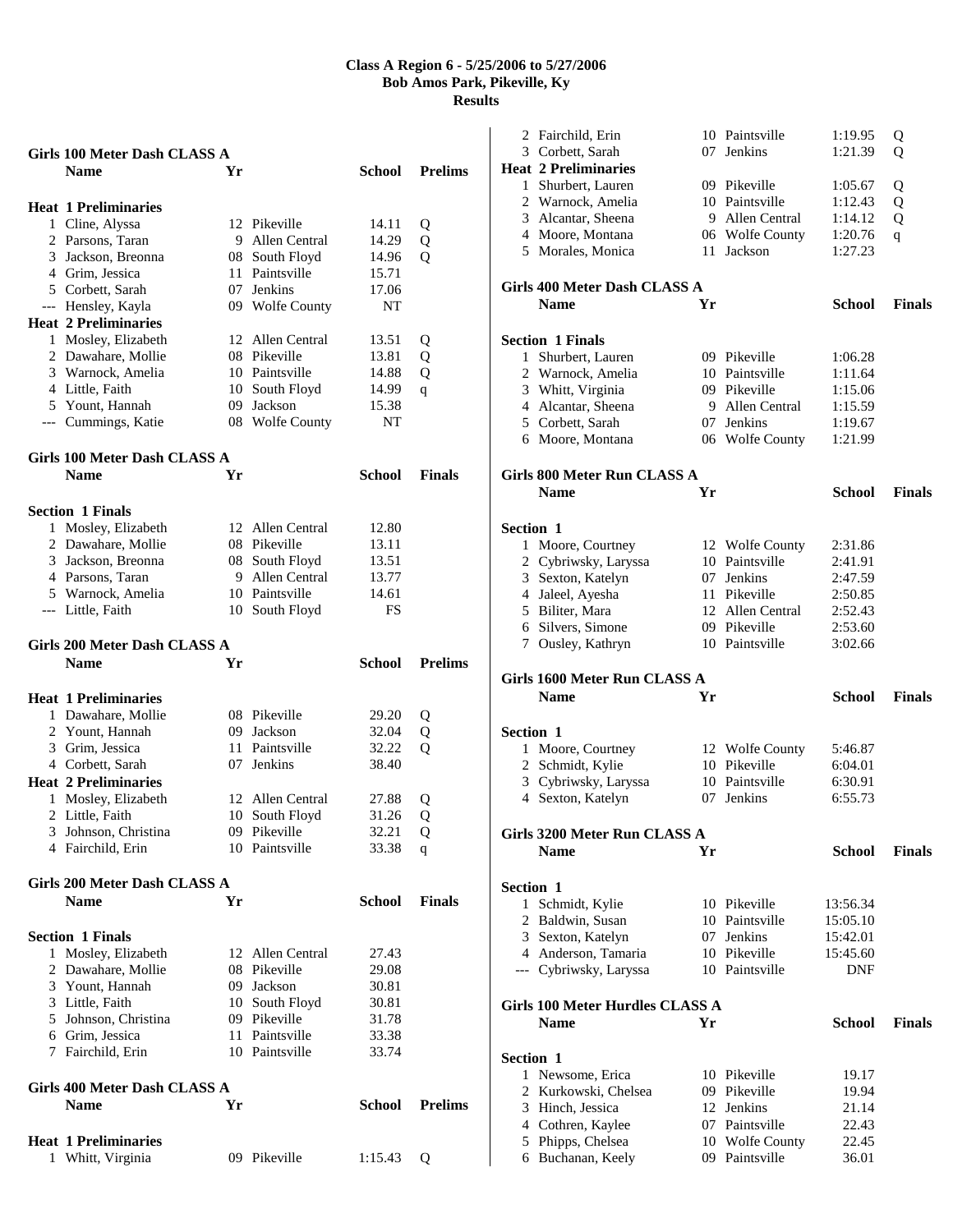**Class A Region 6 - 5/25/2006 to 5/27/2006**
**Bob Amos Park, Pikeville, Ky**
**Results**

### Girls 100 Meter Dash CLASS A

| | Name | Yr | School | Prelims | |
|---|---|---|---|---|---|
| **Heat 1 Preliminaries** | | | | | |
| 1 | Cline, Alyssa | 12 | Pikeville | 14.11 | Q |
| 2 | Parsons, Taran | 9 | Allen Central | 14.29 | Q |
| 3 | Jackson, Breonna | 08 | South Floyd | 14.96 | Q |
| 4 | Grim, Jessica | 11 | Paintsville | 15.71 | |
| 5 | Corbett, Sarah | 07 | Jenkins | 17.06 | |
| --- | Hensley, Kayla | 09 | Wolfe County | NT | |
| **Heat 2 Preliminaries** | | | | | |
| 1 | Mosley, Elizabeth | 12 | Allen Central | 13.51 | Q |
| 2 | Dawahare, Mollie | 08 | Pikeville | 13.81 | Q |
| 3 | Warnock, Amelia | 10 | Paintsville | 14.88 | Q |
| 4 | Little, Faith | 10 | South Floyd | 14.99 | q |
| 5 | Yount, Hannah | 09 | Jackson | 15.38 | |
| --- | Cummings, Katie | 08 | Wolfe County | NT | |

### Girls 100 Meter Dash CLASS A

| | Name | Yr | School | Finals |
|---|---|---|---|---|
| **Section 1 Finals** | | | | |
| 1 | Mosley, Elizabeth | 12 | Allen Central | 12.80 |
| 2 | Dawahare, Mollie | 08 | Pikeville | 13.11 |
| 3 | Jackson, Breonna | 08 | South Floyd | 13.51 |
| 4 | Parsons, Taran | 9 | Allen Central | 13.77 |
| 5 | Warnock, Amelia | 10 | Paintsville | 14.61 |
| --- | Little, Faith | 10 | South Floyd | FS |

### Girls 200 Meter Dash CLASS A

| | Name | Yr | School | Prelims | |
|---|---|---|---|---|---|
| **Heat 1 Preliminaries** | | | | | |
| 1 | Dawahare, Mollie | 08 | Pikeville | 29.20 | Q |
| 2 | Yount, Hannah | 09 | Jackson | 32.04 | Q |
| 3 | Grim, Jessica | 11 | Paintsville | 32.22 | Q |
| 4 | Corbett, Sarah | 07 | Jenkins | 38.40 | |
| **Heat 2 Preliminaries** | | | | | |
| 1 | Mosley, Elizabeth | 12 | Allen Central | 27.88 | Q |
| 2 | Little, Faith | 10 | South Floyd | 31.26 | Q |
| 3 | Johnson, Christina | 09 | Pikeville | 32.21 | Q |
| 4 | Fairchild, Erin | 10 | Paintsville | 33.38 | q |

### Girls 200 Meter Dash CLASS A

| | Name | Yr | School | Finals |
|---|---|---|---|---|
| **Section 1 Finals** | | | | |
| 1 | Mosley, Elizabeth | 12 | Allen Central | 27.43 |
| 2 | Dawahare, Mollie | 08 | Pikeville | 29.08 |
| 3 | Yount, Hannah | 09 | Jackson | 30.81 |
| 3 | Little, Faith | 10 | South Floyd | 30.81 |
| 5 | Johnson, Christina | 09 | Pikeville | 31.78 |
| 6 | Grim, Jessica | 11 | Paintsville | 33.38 |
| 7 | Fairchild, Erin | 10 | Paintsville | 33.74 |

### Girls 400 Meter Dash CLASS A

| | Name | Yr | School | Prelims | |
|---|---|---|---|---|---|
| **Heat 1 Preliminaries** | | | | | |
| 1 | Whitt, Virginia | 09 | Pikeville | 1:15.43 | Q |
| 2 | Fairchild, Erin | 10 | Paintsville | 1:19.95 | Q |
| 3 | Corbett, Sarah | 07 | Jenkins | 1:21.39 | Q |
| **Heat 2 Preliminaries** | | | | | |
| 1 | Shurbert, Lauren | 09 | Pikeville | 1:05.67 | Q |
| 2 | Warnock, Amelia | 10 | Paintsville | 1:12.43 | Q |
| 3 | Alcantar, Sheena | 9 | Allen Central | 1:14.12 | Q |
| 4 | Moore, Montana | 06 | Wolfe County | 1:20.76 | q |
| 5 | Morales, Monica | 11 | Jackson | 1:27.23 | |

### Girls 400 Meter Dash CLASS A

| | Name | Yr | School | Finals |
|---|---|---|---|---|
| **Section 1 Finals** | | | | |
| 1 | Shurbert, Lauren | 09 | Pikeville | 1:06.28 |
| 2 | Warnock, Amelia | 10 | Paintsville | 1:11.64 |
| 3 | Whitt, Virginia | 09 | Pikeville | 1:15.06 |
| 4 | Alcantar, Sheena | 9 | Allen Central | 1:15.59 |
| 5 | Corbett, Sarah | 07 | Jenkins | 1:19.67 |
| 6 | Moore, Montana | 06 | Wolfe County | 1:21.99 |

### Girls 800 Meter Run CLASS A

| | Name | Yr | School | Finals |
|---|---|---|---|---|
| **Section 1** | | | | |
| 1 | Moore, Courtney | 12 | Wolfe County | 2:31.86 |
| 2 | Cybriwsky, Laryssa | 10 | Paintsville | 2:41.91 |
| 3 | Sexton, Katelyn | 07 | Jenkins | 2:47.59 |
| 4 | Jaleel, Ayesha | 11 | Pikeville | 2:50.85 |
| 5 | Biliter, Mara | 12 | Allen Central | 2:52.43 |
| 6 | Silvers, Simone | 09 | Pikeville | 2:53.60 |
| 7 | Ousley, Kathryn | 10 | Paintsville | 3:02.66 |

### Girls 1600 Meter Run CLASS A

| | Name | Yr | School | Finals |
|---|---|---|---|---|
| **Section 1** | | | | |
| 1 | Moore, Courtney | 12 | Wolfe County | 5:46.87 |
| 2 | Schmidt, Kylie | 10 | Pikeville | 6:04.01 |
| 3 | Cybriwsky, Laryssa | 10 | Paintsville | 6:30.91 |
| 4 | Sexton, Katelyn | 07 | Jenkins | 6:55.73 |

### Girls 3200 Meter Run CLASS A

| | Name | Yr | School | Finals |
|---|---|---|---|---|
| **Section 1** | | | | |
| 1 | Schmidt, Kylie | 10 | Pikeville | 13:56.34 |
| 2 | Baldwin, Susan | 10 | Paintsville | 15:05.10 |
| 3 | Sexton, Katelyn | 07 | Jenkins | 15:42.01 |
| 4 | Anderson, Tamaria | 10 | Pikeville | 15:45.60 |
| --- | Cybriwsky, Laryssa | 10 | Paintsville | DNF |

### Girls 100 Meter Hurdles CLASS A

| | Name | Yr | School | Finals |
|---|---|---|---|---|
| **Section 1** | | | | |
| 1 | Newsome, Erica | 10 | Pikeville | 19.17 |
| 2 | Kurkowski, Chelsea | 09 | Pikeville | 19.94 |
| 3 | Hinch, Jessica | 12 | Jenkins | 21.14 |
| 4 | Cothren, Kaylee | 07 | Paintsville | 22.43 |
| 5 | Phipps, Chelsea | 10 | Wolfe County | 22.45 |
| 6 | Buchanan, Keely | 09 | Paintsville | 36.01 |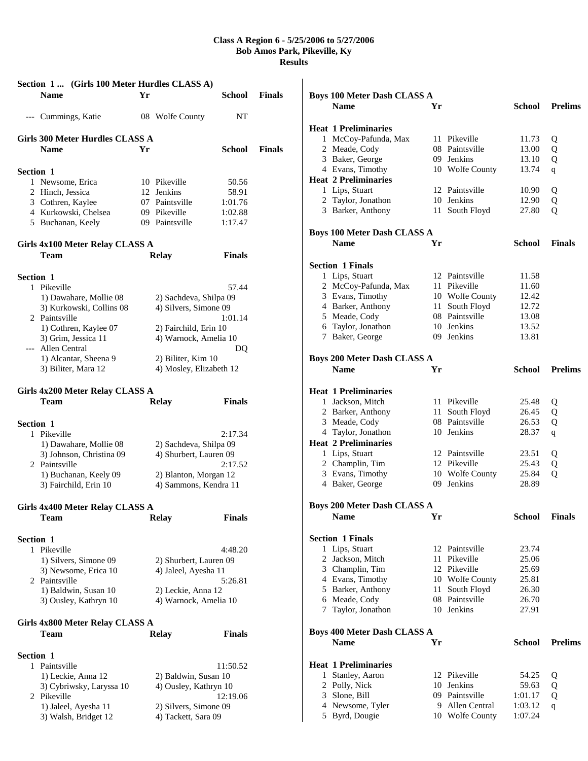**Class A Region 6 - 5/25/2006 to 5/27/2006**
**Bob Amos Park, Pikeville, Ky**
**Results**

### Section 1 ... (Girls 100 Meter Hurdles CLASS A)

| | Name | Yr | School | Finals |
|---|---|---|---|---|
| --- | Cummings, Katie | 08 | Wolfe County | NT |

### Girls 300 Meter Hurdles CLASS A

**Section 1**

| | Name | Yr | School | Finals |
|---|---|---|---|---|
| 1 | Newsome, Erica | 10 | Pikeville | 50.56 |
| 2 | Hinch, Jessica | 12 | Jenkins | 58.91 |
| 3 | Cothren, Kaylee | 07 | Paintsville | 1:01.76 |
| 4 | Kurkowski, Chelsea | 09 | Pikeville | 1:02.88 |
| 5 | Buchanan, Keely | 09 | Paintsville | 1:17.47 |

### Girls 4x100 Meter Relay CLASS A

**Section 1**

| | Team | Relay | Finals |
|---|---|---|---|
| 1 | Pikeville | | 57.44 |
| | 1) Dawahare, Mollie 08 | 2) Sachdeva, Shilpa 09 | |
| | 3) Kurkowski, Collins 08 | 4) Silvers, Simone 09 | |
| 2 | Paintsville | | 1:01.14 |
| | 1) Cothren, Kaylee 07 | 2) Fairchild, Erin 10 | |
| | 3) Grim, Jessica 11 | 4) Warnock, Amelia 10 | |
| --- | Allen Central | | DQ |
| | 1) Alcantar, Sheena 9 | 2) Biliter, Kim 10 | |
| | 3) Biliter, Mara 12 | 4) Mosley, Elizabeth 12 | |

### Girls 4x200 Meter Relay CLASS A

**Section 1**

| | Team | Relay | Finals |
|---|---|---|---|
| 1 | Pikeville | | 2:17.34 |
| | 1) Dawahare, Mollie 08 | 2) Sachdeva, Shilpa 09 | |
| | 3) Johnson, Christina 09 | 4) Shurbert, Lauren 09 | |
| 2 | Paintsville | | 2:17.52 |
| | 1) Buchanan, Keely 09 | 2) Blanton, Morgan 12 | |
| | 3) Fairchild, Erin 10 | 4) Sammons, Kendra 11 | |

### Girls 4x400 Meter Relay CLASS A

**Section 1**

| | Team | Relay | Finals |
|---|---|---|---|
| 1 | Pikeville | | 4:48.20 |
| | 1) Silvers, Simone 09 | 2) Shurbert, Lauren 09 | |
| | 3) Newsome, Erica 10 | 4) Jaleel, Ayesha 11 | |
| 2 | Paintsville | | 5:26.81 |
| | 1) Baldwin, Susan 10 | 2) Leckie, Anna 12 | |
| | 3) Ousley, Kathryn 10 | 4) Warnock, Amelia 10 | |

### Girls 4x800 Meter Relay CLASS A

**Section 1**

| | Team | Relay | Finals |
|---|---|---|---|
| 1 | Paintsville | | 11:50.52 |
| | 1) Leckie, Anna 12 | 2) Baldwin, Susan 10 | |
| | 3) Cybriwsky, Laryssa 10 | 4) Ousley, Kathryn 10 | |
| 2 | Pikeville | | 12:19.06 |
| | 1) Jaleel, Ayesha 11 | 2) Silvers, Simone 09 | |
| | 3) Walsh, Bridget 12 | 4) Tackett, Sara 09 | |

### Boys 100 Meter Dash CLASS A

| | Name | Yr | School | Prelims | |
|---|---|---|---|---|---|
| **Heat 1 Preliminaries** | | | | | |
| 1 | McCoy-Pafunda, Max | 11 | Pikeville | 11.73 | Q |
| 2 | Meade, Cody | 08 | Paintsville | 13.00 | Q |
| 3 | Baker, George | 09 | Jenkins | 13.10 | Q |
| 4 | Evans, Timothy | 10 | Wolfe County | 13.74 | q |
| **Heat 2 Preliminaries** | | | | | |
| 1 | Lips, Stuart | 12 | Paintsville | 10.90 | Q |
| 2 | Taylor, Jonathon | 10 | Jenkins | 12.90 | Q |
| 3 | Barker, Anthony | 11 | South Floyd | 27.80 | Q |

### Boys 100 Meter Dash CLASS A

**Section 1 Finals**

| | Name | Yr | School | Finals |
|---|---|---|---|---|
| 1 | Lips, Stuart | 12 | Paintsville | 11.58 |
| 2 | McCoy-Pafunda, Max | 11 | Pikeville | 11.60 |
| 3 | Evans, Timothy | 10 | Wolfe County | 12.42 |
| 4 | Barker, Anthony | 11 | South Floyd | 12.72 |
| 5 | Meade, Cody | 08 | Paintsville | 13.08 |
| 6 | Taylor, Jonathon | 10 | Jenkins | 13.52 |
| 7 | Baker, George | 09 | Jenkins | 13.81 |

### Boys 200 Meter Dash CLASS A

| | Name | Yr | School | Prelims | |
|---|---|---|---|---|---|
| **Heat 1 Preliminaries** | | | | | |
| 1 | Jackson, Mitch | 11 | Pikeville | 25.48 | Q |
| 2 | Barker, Anthony | 11 | South Floyd | 26.45 | Q |
| 3 | Meade, Cody | 08 | Paintsville | 26.53 | Q |
| 4 | Taylor, Jonathon | 10 | Jenkins | 28.37 | q |
| **Heat 2 Preliminaries** | | | | | |
| 1 | Lips, Stuart | 12 | Paintsville | 23.51 | Q |
| 2 | Champlin, Tim | 12 | Pikeville | 25.43 | Q |
| 3 | Evans, Timothy | 10 | Wolfe County | 25.84 | Q |
| 4 | Baker, George | 09 | Jenkins | 28.89 | |

### Boys 200 Meter Dash CLASS A

**Section 1 Finals**

| | Name | Yr | School | Finals |
|---|---|---|---|---|
| 1 | Lips, Stuart | 12 | Paintsville | 23.74 |
| 2 | Jackson, Mitch | 11 | Pikeville | 25.06 |
| 3 | Champlin, Tim | 12 | Pikeville | 25.69 |
| 4 | Evans, Timothy | 10 | Wolfe County | 25.81 |
| 5 | Barker, Anthony | 11 | South Floyd | 26.30 |
| 6 | Meade, Cody | 08 | Paintsville | 26.70 |
| 7 | Taylor, Jonathon | 10 | Jenkins | 27.91 |

### Boys 400 Meter Dash CLASS A

| | Name | Yr | School | Prelims | |
|---|---|---|---|---|---|
| **Heat 1 Preliminaries** | | | | | |
| 1 | Stanley, Aaron | 12 | Pikeville | 54.25 | Q |
| 2 | Polly, Nick | 10 | Jenkins | 59.63 | Q |
| 3 | Slone, Bill | 09 | Paintsville | 1:01.17 | Q |
| 4 | Newsome, Tyler | 9 | Allen Central | 1:03.12 | q |
| 5 | Byrd, Dougie | 10 | Wolfe County | 1:07.24 | |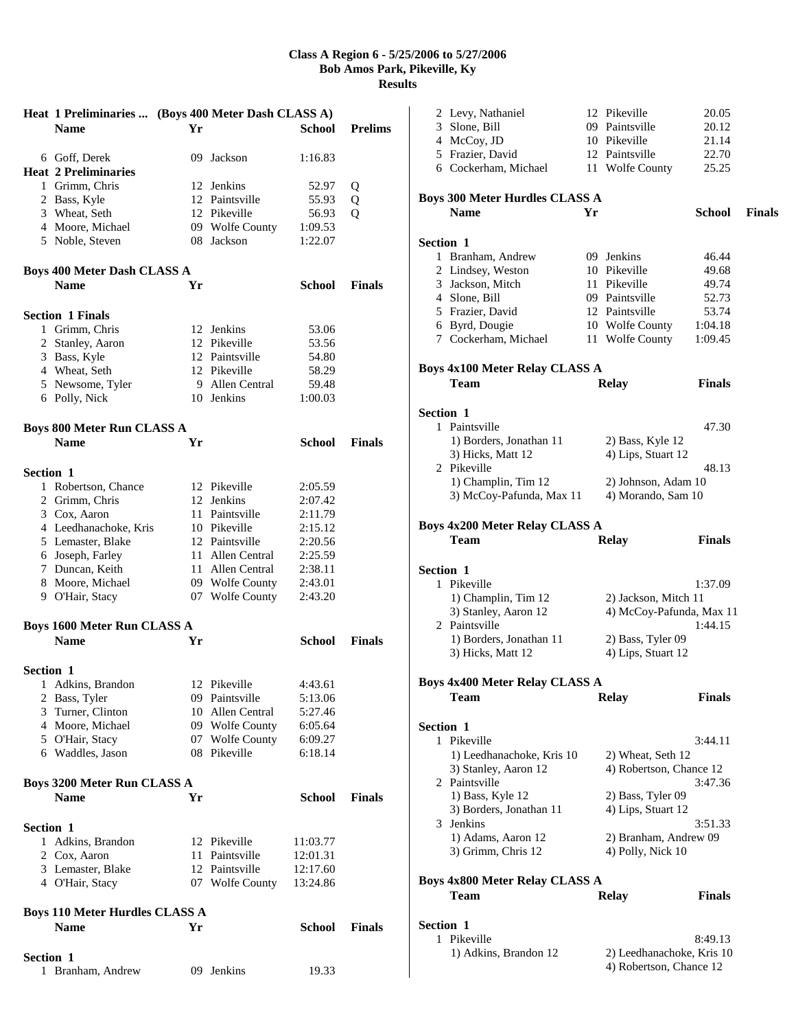# Class A Region 6 - 5/25/2006 to 5/27/2006
## Bob Amos Park, Pikeville, Ky
## Results

### Heat 1 Preliminaries ... (Boys 400 Meter Dash CLASS A)

| | Name | Yr | School | Prelims | |
|---|---|---|---|---|---|
| 6 | Goff, Derek | 09 | Jackson | 1:16.83 | |
| **Heat 2 Preliminaries** | | | | | |
| 1 | Grimm, Chris | 12 | Jenkins | 52.97 | Q |
| 2 | Bass, Kyle | 12 | Paintsville | 55.93 | Q |
| 3 | Wheat, Seth | 12 | Pikeville | 56.93 | Q |
| 4 | Moore, Michael | 09 | Wolfe County | 1:09.53 | |
| 5 | Noble, Steven | 08 | Jackson | 1:22.07 | |

### Boys 400 Meter Dash CLASS A

| | Name | Yr | School | Finals |
|---|---|---|---|---|
| **Section 1 Finals** | | | | |
| 1 | Grimm, Chris | 12 | Jenkins | 53.06 |
| 2 | Stanley, Aaron | 12 | Pikeville | 53.56 |
| 3 | Bass, Kyle | 12 | Paintsville | 54.80 |
| 4 | Wheat, Seth | 12 | Pikeville | 58.29 |
| 5 | Newsome, Tyler | 9 | Allen Central | 59.48 |
| 6 | Polly, Nick | 10 | Jenkins | 1:00.03 |

### Boys 800 Meter Run CLASS A

| | Name | Yr | School | Finals |
|---|---|---|---|---|
| **Section 1** | | | | |
| 1 | Robertson, Chance | 12 | Pikeville | 2:05.59 |
| 2 | Grimm, Chris | 12 | Jenkins | 2:07.42 |
| 3 | Cox, Aaron | 11 | Paintsville | 2:11.79 |
| 4 | Leedhanachoke, Kris | 10 | Pikeville | 2:15.12 |
| 5 | Lemaster, Blake | 12 | Paintsville | 2:20.56 |
| 6 | Joseph, Farley | 11 | Allen Central | 2:25.59 |
| 7 | Duncan, Keith | 11 | Allen Central | 2:38.11 |
| 8 | Moore, Michael | 09 | Wolfe County | 2:43.01 |
| 9 | O'Hair, Stacy | 07 | Wolfe County | 2:43.20 |

### Boys 1600 Meter Run CLASS A

| | Name | Yr | School | Finals |
|---|---|---|---|---|
| **Section 1** | | | | |
| 1 | Adkins, Brandon | 12 | Pikeville | 4:43.61 |
| 2 | Bass, Tyler | 09 | Paintsville | 5:13.06 |
| 3 | Turner, Clinton | 10 | Allen Central | 5:27.46 |
| 4 | Moore, Michael | 09 | Wolfe County | 6:05.64 |
| 5 | O'Hair, Stacy | 07 | Wolfe County | 6:09.27 |
| 6 | Waddles, Jason | 08 | Pikeville | 6:18.14 |

### Boys 3200 Meter Run CLASS A

| | Name | Yr | School | Finals |
|---|---|---|---|---|
| **Section 1** | | | | |
| 1 | Adkins, Brandon | 12 | Pikeville | 11:03.77 |
| 2 | Cox, Aaron | 11 | Paintsville | 12:01.31 |
| 3 | Lemaster, Blake | 12 | Paintsville | 12:17.60 |
| 4 | O'Hair, Stacy | 07 | Wolfe County | 13:24.86 |

### Boys 110 Meter Hurdles CLASS A

| | Name | Yr | School | Finals |
|---|---|---|---|---|
| **Section 1** | | | | |
| 1 | Branham, Andrew | 09 | Jenkins | 19.33 |
| 2 | Levy, Nathaniel | 12 | Pikeville | 20.05 |
| 3 | Slone, Bill | 09 | Paintsville | 20.12 |
| 4 | McCoy, JD | 10 | Pikeville | 21.14 |
| 5 | Frazier, David | 12 | Paintsville | 22.70 |
| 6 | Cockerham, Michael | 11 | Wolfe County | 25.25 |

### Boys 300 Meter Hurdles CLASS A

| | Name | Yr | School | Finals |
|---|---|---|---|---|
| **Section 1** | | | | |
| 1 | Branham, Andrew | 09 | Jenkins | 46.44 |
| 2 | Lindsey, Weston | 10 | Pikeville | 49.68 |
| 3 | Jackson, Mitch | 11 | Pikeville | 49.74 |
| 4 | Slone, Bill | 09 | Paintsville | 52.73 |
| 5 | Frazier, David | 12 | Paintsville | 53.74 |
| 6 | Byrd, Dougie | 10 | Wolfe County | 1:04.18 |
| 7 | Cockerham, Michael | 11 | Wolfe County | 1:09.45 |

### Boys 4x100 Meter Relay CLASS A

| | Team | Relay | Finals |
|---|---|---|---|
| **Section 1** | | | |
| 1 | Paintsville | | 47.30 |
| | 1) Borders, Jonathan 11 | 2) Bass, Kyle 12 | |
| | 3) Hicks, Matt 12 | 4) Lips, Stuart 12 | |
| 2 | Pikeville | | 48.13 |
| | 1) Champlin, Tim 12 | 2) Johnson, Adam 10 | |
| | 3) McCoy-Pafunda, Max 11 | 4) Morando, Sam 10 | |

### Boys 4x200 Meter Relay CLASS A

| | Team | Relay | Finals |
|---|---|---|---|
| **Section 1** | | | |
| 1 | Pikeville | | 1:37.09 |
| | 1) Champlin, Tim 12 | 2) Jackson, Mitch 11 | |
| | 3) Stanley, Aaron 12 | 4) McCoy-Pafunda, Max 11 | |
| 2 | Paintsville | | 1:44.15 |
| | 1) Borders, Jonathan 11 | 2) Bass, Tyler 09 | |
| | 3) Hicks, Matt 12 | 4) Lips, Stuart 12 | |

### Boys 4x400 Meter Relay CLASS A

| | Team | Relay | Finals |
|---|---|---|---|
| **Section 1** | | | |
| 1 | Pikeville | | 3:44.11 |
| | 1) Leedhanachoke, Kris 10 | 2) Wheat, Seth 12 | |
| | 3) Stanley, Aaron 12 | 4) Robertson, Chance 12 | |
| 2 | Paintsville | | 3:47.36 |
| | 1) Bass, Kyle 12 | 2) Bass, Tyler 09 | |
| | 3) Borders, Jonathan 11 | 4) Lips, Stuart 12 | |
| 3 | Jenkins | | 3:51.33 |
| | 1) Adams, Aaron 12 | 2) Branham, Andrew 09 | |
| | 3) Grimm, Chris 12 | 4) Polly, Nick 10 | |

### Boys 4x800 Meter Relay CLASS A

| | Team | Relay | Finals |
|---|---|---|---|
| **Section 1** | | | |
| 1 | Pikeville | | 8:49.13 |
| | 1) Adkins, Brandon 12 | 2) Leedhanachoke, Kris 10 | |
| | | 4) Robertson, Chance 12 | |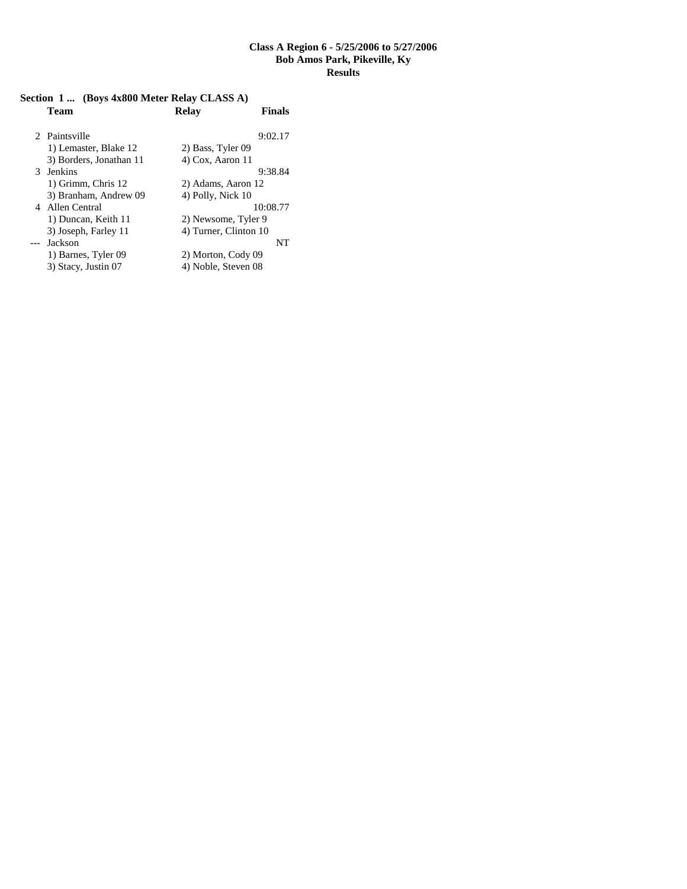**Class A Region 6 - 5/25/2006 to 5/27/2006**
**Bob Amos Park, Pikeville, Ky**
**Results**

**Section 1 ... (Boys 4x800 Meter Relay CLASS A)**

| | Team | Relay | Finals |
|---|---|---|---|
| 2 | Paintsville | | 9:02.17 |
| | 1) Lemaster, Blake 12 | 2) Bass, Tyler 09 | |
| | 3) Borders, Jonathan 11 | 4) Cox, Aaron 11 | |
| 3 | Jenkins | | 9:38.84 |
| | 1) Grimm, Chris 12 | 2) Adams, Aaron 12 | |
| | 3) Branham, Andrew 09 | 4) Polly, Nick 10 | |
| 4 | Allen Central | | 10:08.77 |
| | 1) Duncan, Keith 11 | 2) Newsome, Tyler 9 | |
| | 3) Joseph, Farley 11 | 4) Turner, Clinton 10 | |
| --- | Jackson | | NT |
| | 1) Barnes, Tyler 09 | 2) Morton, Cody 09 | |
| | 3) Stacy, Justin 07 | 4) Noble, Steven 08 | |